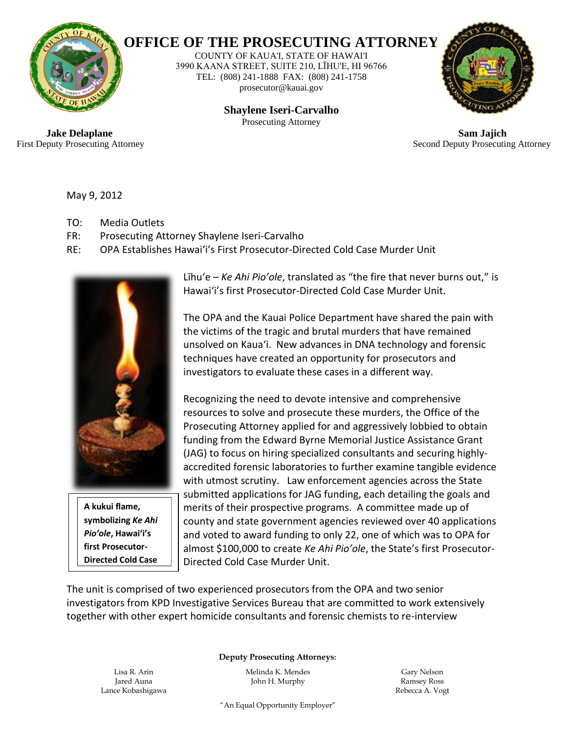# OFFICE OF THE PROSECUTING ATTORNEY

COUNTY OF KAUA'I, STATE OF HAWAI'I
3990 KAANA STREET, SUITE 210, LĪHU'E, HI 96766
TEL: (808) 241-1888 FAX: (808) 241-1758
prosecutor@kauai.gov

**Shaylene Iseri-Carvalho**
Prosecuting Attorney

**Jake Delaplane**
First Deputy Prosecuting Attorney

**Sam Jajich**
Second Deputy Prosecuting Attorney

May 9, 2012

TO: Media Outlets
FR: Prosecuting Attorney Shaylene Iseri-Carvalho
RE: OPA Establishes Hawai'i's First Prosecutor-Directed Cold Case Murder Unit

**A kukui flame, symbolizing *Ke Ahi Pio'ole*, Hawai'i's first Prosecutor-Directed Cold Case**

Līhu'e – *Ke Ahi Pio'ole*, translated as "the fire that never burns out," is Hawai'i's first Prosecutor-Directed Cold Case Murder Unit.

The OPA and the Kauai Police Department have shared the pain with the victims of the tragic and brutal murders that have remained unsolved on Kaua'i. New advances in DNA technology and forensic techniques have created an opportunity for prosecutors and investigators to evaluate these cases in a different way.

Recognizing the need to devote intensive and comprehensive resources to solve and prosecute these murders, the Office of the Prosecuting Attorney applied for and aggressively lobbied to obtain funding from the Edward Byrne Memorial Justice Assistance Grant (JAG) to focus on hiring specialized consultants and securing highly-accredited forensic laboratories to further examine tangible evidence with utmost scrutiny. Law enforcement agencies across the State submitted applications for JAG funding, each detailing the goals and merits of their prospective programs. A committee made up of county and state government agencies reviewed over 40 applications and voted to award funding to only 22, one of which was to OPA for almost $100,000 to create *Ke Ahi Pio'ole*, the State's first Prosecutor-Directed Cold Case Murder Unit.

The unit is comprised of two experienced prosecutors from the OPA and two senior investigators from KPD Investigative Services Bureau that are committed to work extensively together with other expert homicide consultants and forensic chemists to re-interview

**Deputy Prosecuting Attorneys:**

Lisa R. Arin
Jared Auna
Lance Kobashigawa

Melinda K. Mendes
John H. Murphy

Gary Nelson
Ramsey Ross
Rebecca A. Vogt

"An Equal Opportunity Employer"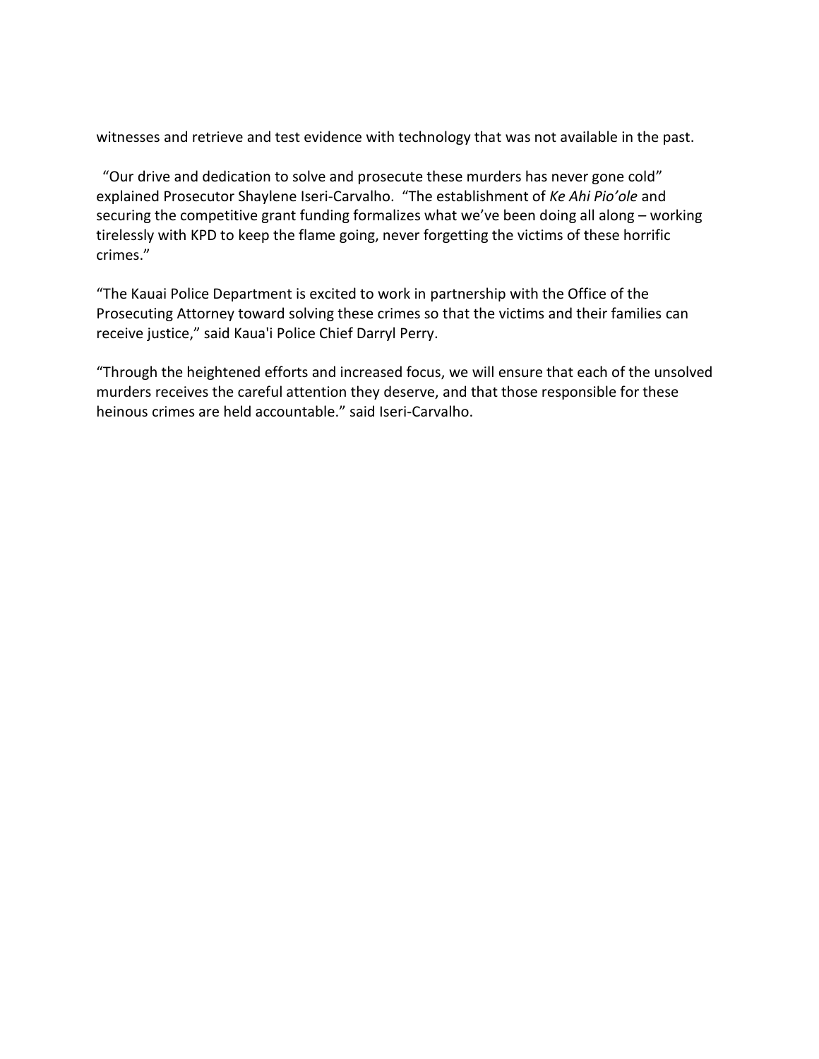witnesses and retrieve and test evidence with technology that was not available in the past.

"Our drive and dedication to solve and prosecute these murders has never gone cold" explained Prosecutor Shaylene Iseri-Carvalho. "The establishment of *Ke Ahi Pio'ole* and securing the competitive grant funding formalizes what we've been doing all along – working tirelessly with KPD to keep the flame going, never forgetting the victims of these horrific crimes."

"The Kauai Police Department is excited to work in partnership with the Office of the Prosecuting Attorney toward solving these crimes so that the victims and their families can receive justice," said Kaua'i Police Chief Darryl Perry.

"Through the heightened efforts and increased focus, we will ensure that each of the unsolved murders receives the careful attention they deserve, and that those responsible for these heinous crimes are held accountable." said Iseri-Carvalho.